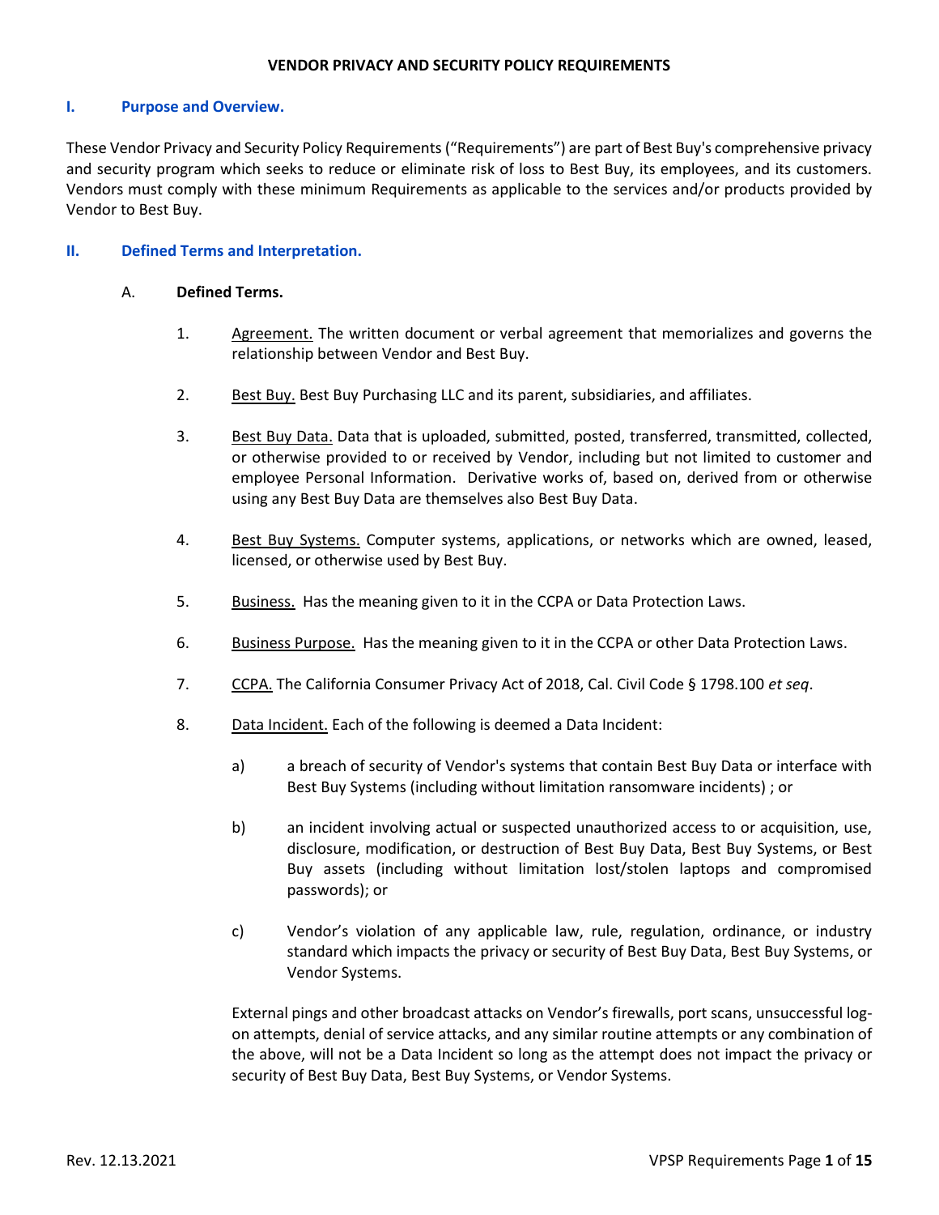# VENDOR PRIVACY AND SECURITY POLICY REQUIREMENTS

## I. Purpose and Overview.

These Vendor Privacy and Security Policy Requirements ("Requirements") are part of Best Buy's comprehensive privacy and security program which seeks to reduce or eliminate risk of loss to Best Buy, its employees, and its customers. Vendors must comply with these minimum Requirements as applicable to the services and/or products provided by Vendor to Best Buy.

## II. Defined Terms and Interpretation.

### A. Defined Terms.

1. Agreement. The written document or verbal agreement that memorializes and governs the relationship between Vendor and Best Buy.

2. Best Buy. Best Buy Purchasing LLC and its parent, subsidiaries, and affiliates.

3. Best Buy Data. Data that is uploaded, submitted, posted, transferred, transmitted, collected, or otherwise provided to or received by Vendor, including but not limited to customer and employee Personal Information. Derivative works of, based on, derived from or otherwise using any Best Buy Data are themselves also Best Buy Data.

4. Best Buy Systems. Computer systems, applications, or networks which are owned, leased, licensed, or otherwise used by Best Buy.

5. Business. Has the meaning given to it in the CCPA or Data Protection Laws.

6. Business Purpose. Has the meaning given to it in the CCPA or other Data Protection Laws.

7. CCPA. The California Consumer Privacy Act of 2018, Cal. Civil Code § 1798.100 *et seq*.

8. Data Incident. Each of the following is deemed a Data Incident:

   a) a breach of security of Vendor's systems that contain Best Buy Data or interface with Best Buy Systems (including without limitation ransomware incidents) ; or

   b) an incident involving actual or suspected unauthorized access to or acquisition, use, disclosure, modification, or destruction of Best Buy Data, Best Buy Systems, or Best Buy assets (including without limitation lost/stolen laptops and compromised passwords); or

   c) Vendor's violation of any applicable law, rule, regulation, ordinance, or industry standard which impacts the privacy or security of Best Buy Data, Best Buy Systems, or Vendor Systems.

   External pings and other broadcast attacks on Vendor's firewalls, port scans, unsuccessful log-on attempts, denial of service attacks, and any similar routine attempts or any combination of the above, will not be a Data Incident so long as the attempt does not impact the privacy or security of Best Buy Data, Best Buy Systems, or Vendor Systems.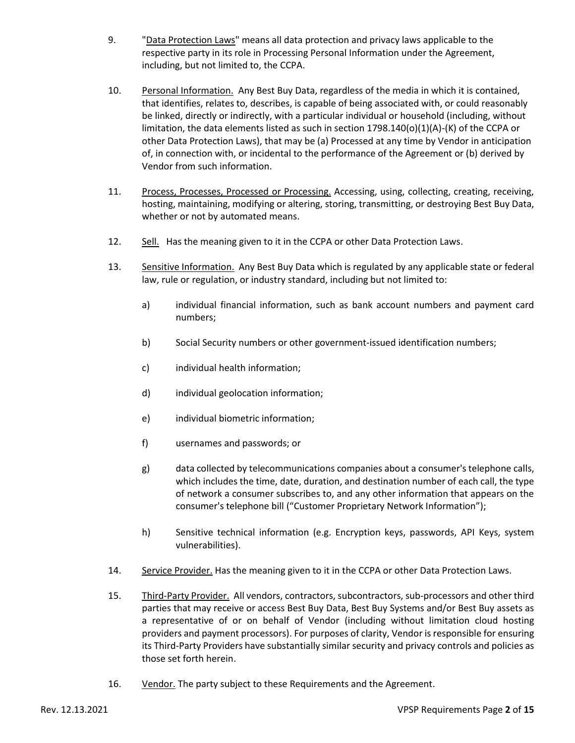9. "Data Protection Laws" means all data protection and privacy laws applicable to the respective party in its role in Processing Personal Information under the Agreement, including, but not limited to, the CCPA.

10. Personal Information. Any Best Buy Data, regardless of the media in which it is contained, that identifies, relates to, describes, is capable of being associated with, or could reasonably be linked, directly or indirectly, with a particular individual or household (including, without limitation, the data elements listed as such in section 1798.140(o)(1)(A)-(K) of the CCPA or other Data Protection Laws), that may be (a) Processed at any time by Vendor in anticipation of, in connection with, or incidental to the performance of the Agreement or (b) derived by Vendor from such information.

11. Process, Processes, Processed or Processing. Accessing, using, collecting, creating, receiving, hosting, maintaining, modifying or altering, storing, transmitting, or destroying Best Buy Data, whether or not by automated means.

12. Sell. Has the meaning given to it in the CCPA or other Data Protection Laws.

13. Sensitive Information. Any Best Buy Data which is regulated by any applicable state or federal law, rule or regulation, or industry standard, including but not limited to:

    a) individual financial information, such as bank account numbers and payment card numbers;

    b) Social Security numbers or other government-issued identification numbers;

    c) individual health information;

    d) individual geolocation information;

    e) individual biometric information;

    f) usernames and passwords; or

    g) data collected by telecommunications companies about a consumer's telephone calls, which includes the time, date, duration, and destination number of each call, the type of network a consumer subscribes to, and any other information that appears on the consumer's telephone bill ("Customer Proprietary Network Information");

    h) Sensitive technical information (e.g. Encryption keys, passwords, API Keys, system vulnerabilities).

14. Service Provider. Has the meaning given to it in the CCPA or other Data Protection Laws.

15. Third-Party Provider. All vendors, contractors, subcontractors, sub-processors and other third parties that may receive or access Best Buy Data, Best Buy Systems and/or Best Buy assets as a representative of or on behalf of Vendor (including without limitation cloud hosting providers and payment processors). For purposes of clarity, Vendor is responsible for ensuring its Third-Party Providers have substantially similar security and privacy controls and policies as those set forth herein.

16. Vendor. The party subject to these Requirements and the Agreement.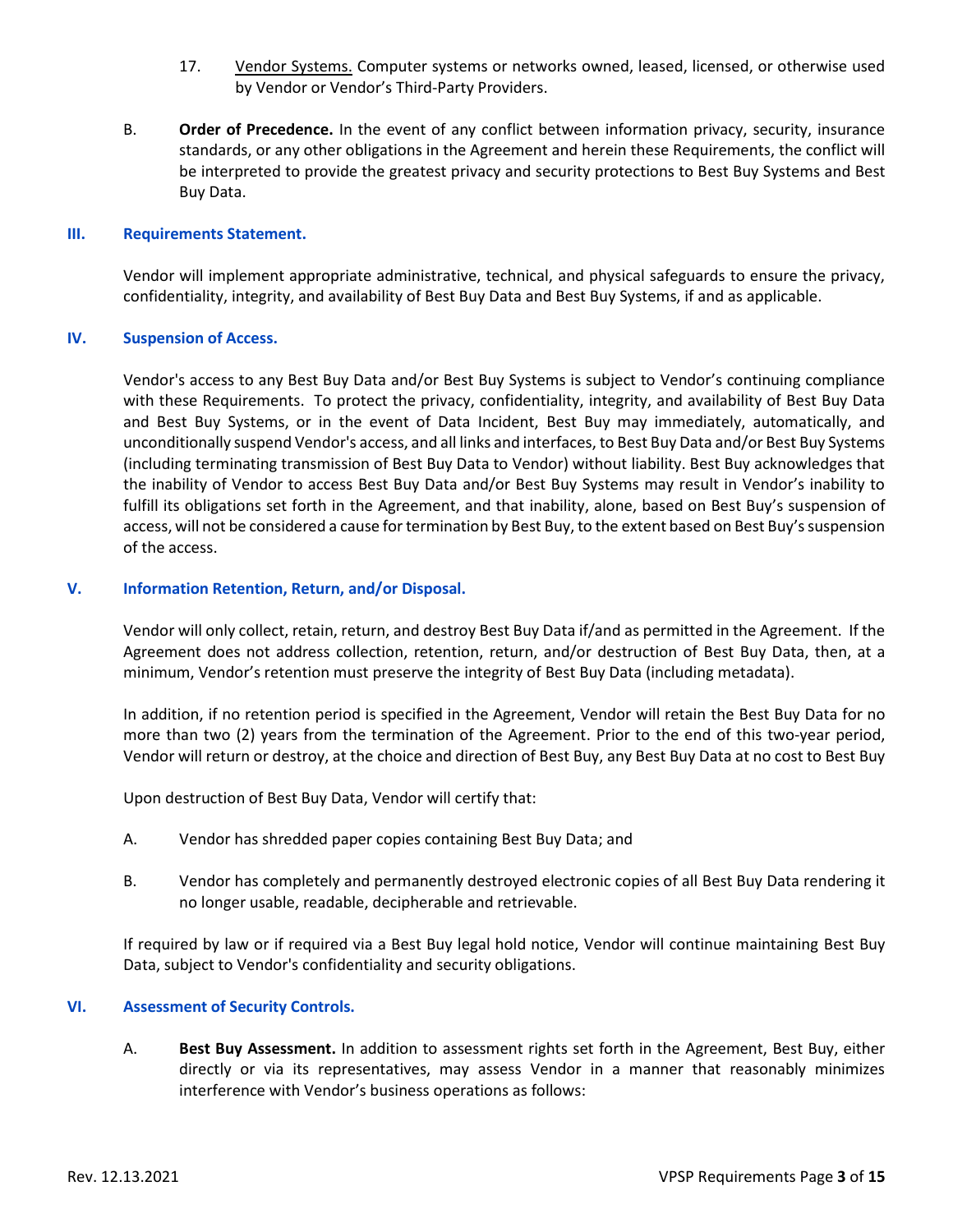17. Vendor Systems. Computer systems or networks owned, leased, licensed, or otherwise used by Vendor or Vendor's Third-Party Providers.

B. **Order of Precedence.** In the event of any conflict between information privacy, security, insurance standards, or any other obligations in the Agreement and herein these Requirements, the conflict will be interpreted to provide the greatest privacy and security protections to Best Buy Systems and Best Buy Data.

## III. Requirements Statement.

Vendor will implement appropriate administrative, technical, and physical safeguards to ensure the privacy, confidentiality, integrity, and availability of Best Buy Data and Best Buy Systems, if and as applicable.

## IV. Suspension of Access.

Vendor's access to any Best Buy Data and/or Best Buy Systems is subject to Vendor's continuing compliance with these Requirements. To protect the privacy, confidentiality, integrity, and availability of Best Buy Data and Best Buy Systems, or in the event of Data Incident, Best Buy may immediately, automatically, and unconditionally suspend Vendor's access, and all links and interfaces, to Best Buy Data and/or Best Buy Systems (including terminating transmission of Best Buy Data to Vendor) without liability. Best Buy acknowledges that the inability of Vendor to access Best Buy Data and/or Best Buy Systems may result in Vendor's inability to fulfill its obligations set forth in the Agreement, and that inability, alone, based on Best Buy's suspension of access, will not be considered a cause for termination by Best Buy, to the extent based on Best Buy's suspension of the access.

## V. Information Retention, Return, and/or Disposal.

Vendor will only collect, retain, return, and destroy Best Buy Data if/and as permitted in the Agreement. If the Agreement does not address collection, retention, return, and/or destruction of Best Buy Data, then, at a minimum, Vendor's retention must preserve the integrity of Best Buy Data (including metadata).

In addition, if no retention period is specified in the Agreement, Vendor will retain the Best Buy Data for no more than two (2) years from the termination of the Agreement. Prior to the end of this two-year period, Vendor will return or destroy, at the choice and direction of Best Buy, any Best Buy Data at no cost to Best Buy

Upon destruction of Best Buy Data, Vendor will certify that:

A. Vendor has shredded paper copies containing Best Buy Data; and

B. Vendor has completely and permanently destroyed electronic copies of all Best Buy Data rendering it no longer usable, readable, decipherable and retrievable.

If required by law or if required via a Best Buy legal hold notice, Vendor will continue maintaining Best Buy Data, subject to Vendor's confidentiality and security obligations.

## VI. Assessment of Security Controls.

A. **Best Buy Assessment.** In addition to assessment rights set forth in the Agreement, Best Buy, either directly or via its representatives, may assess Vendor in a manner that reasonably minimizes interference with Vendor's business operations as follows: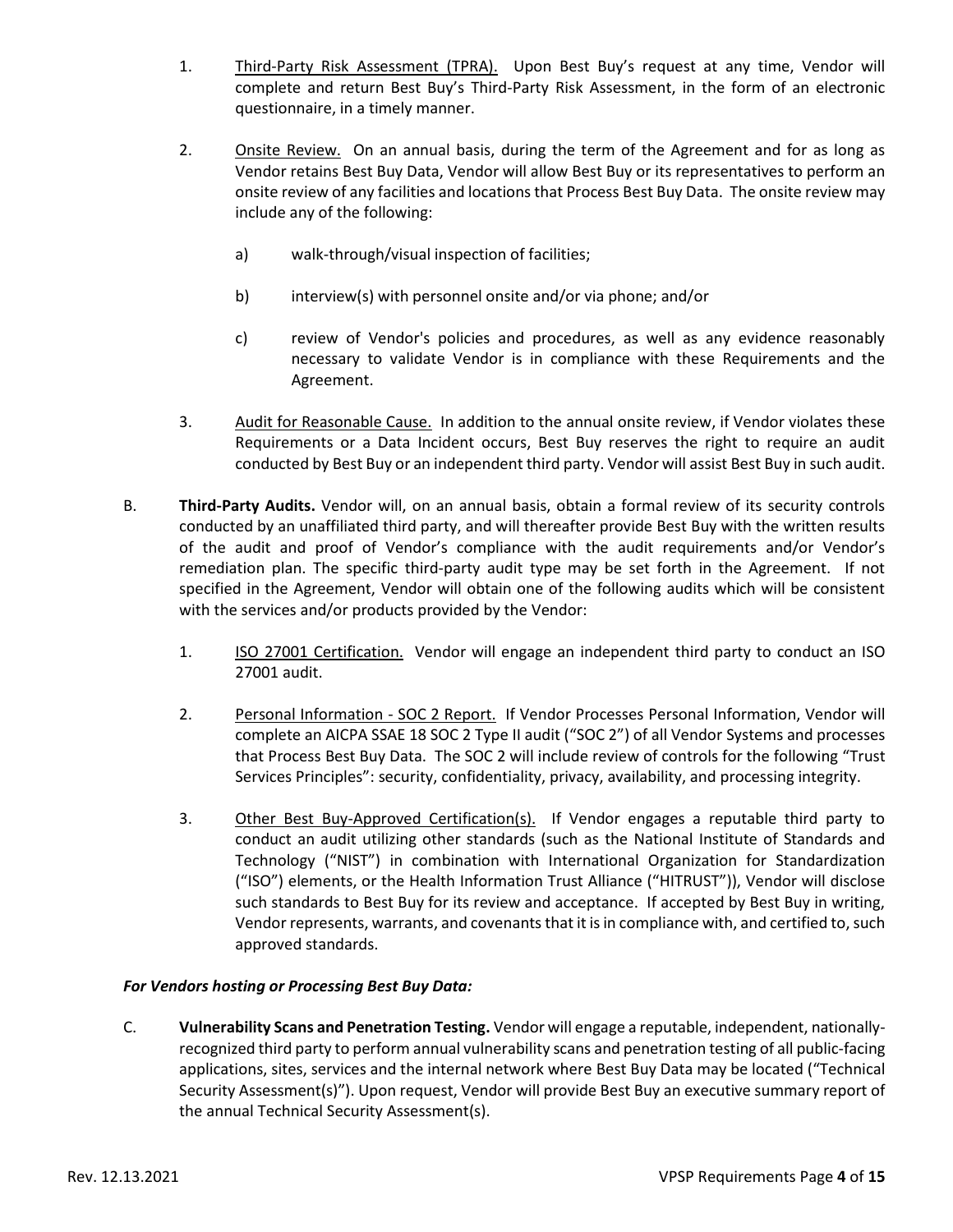1. Third-Party Risk Assessment (TPRA). Upon Best Buy's request at any time, Vendor will complete and return Best Buy's Third-Party Risk Assessment, in the form of an electronic questionnaire, in a timely manner.

2. Onsite Review. On an annual basis, during the term of the Agreement and for as long as Vendor retains Best Buy Data, Vendor will allow Best Buy or its representatives to perform an onsite review of any facilities and locations that Process Best Buy Data. The onsite review may include any of the following:

   a) walk-through/visual inspection of facilities;

   b) interview(s) with personnel onsite and/or via phone; and/or

   c) review of Vendor's policies and procedures, as well as any evidence reasonably necessary to validate Vendor is in compliance with these Requirements and the Agreement.

3. Audit for Reasonable Cause. In addition to the annual onsite review, if Vendor violates these Requirements or a Data Incident occurs, Best Buy reserves the right to require an audit conducted by Best Buy or an independent third party. Vendor will assist Best Buy in such audit.

B. **Third-Party Audits.** Vendor will, on an annual basis, obtain a formal review of its security controls conducted by an unaffiliated third party, and will thereafter provide Best Buy with the written results of the audit and proof of Vendor's compliance with the audit requirements and/or Vendor's remediation plan. The specific third-party audit type may be set forth in the Agreement. If not specified in the Agreement, Vendor will obtain one of the following audits which will be consistent with the services and/or products provided by the Vendor:

1. ISO 27001 Certification. Vendor will engage an independent third party to conduct an ISO 27001 audit.

2. Personal Information - SOC 2 Report. If Vendor Processes Personal Information, Vendor will complete an AICPA SSAE 18 SOC 2 Type II audit ("SOC 2") of all Vendor Systems and processes that Process Best Buy Data. The SOC 2 will include review of controls for the following "Trust Services Principles": security, confidentiality, privacy, availability, and processing integrity.

3. Other Best Buy-Approved Certification(s). If Vendor engages a reputable third party to conduct an audit utilizing other standards (such as the National Institute of Standards and Technology ("NIST") in combination with International Organization for Standardization ("ISO") elements, or the Health Information Trust Alliance ("HITRUST")), Vendor will disclose such standards to Best Buy for its review and acceptance. If accepted by Best Buy in writing, Vendor represents, warrants, and covenants that it is in compliance with, and certified to, such approved standards.

***For Vendors hosting or Processing Best Buy Data:***

C. **Vulnerability Scans and Penetration Testing.** Vendor will engage a reputable, independent, nationally-recognized third party to perform annual vulnerability scans and penetration testing of all public-facing applications, sites, services and the internal network where Best Buy Data may be located ("Technical Security Assessment(s)"). Upon request, Vendor will provide Best Buy an executive summary report of the annual Technical Security Assessment(s).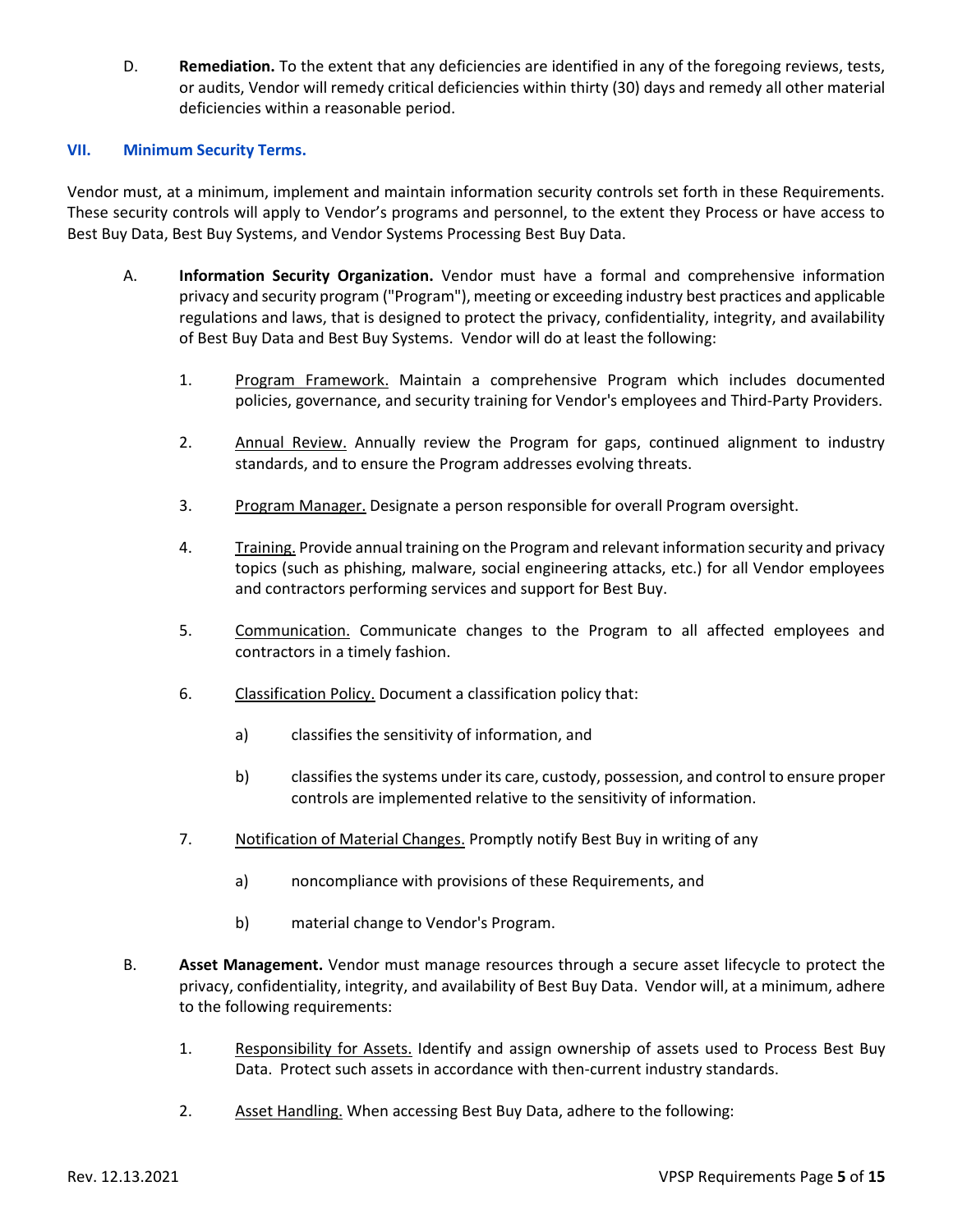D. **Remediation.** To the extent that any deficiencies are identified in any of the foregoing reviews, tests, or audits, Vendor will remedy critical deficiencies within thirty (30) days and remedy all other material deficiencies within a reasonable period.

## VII. Minimum Security Terms.

Vendor must, at a minimum, implement and maintain information security controls set forth in these Requirements. These security controls will apply to Vendor's programs and personnel, to the extent they Process or have access to Best Buy Data, Best Buy Systems, and Vendor Systems Processing Best Buy Data.

A. **Information Security Organization.** Vendor must have a formal and comprehensive information privacy and security program ("Program"), meeting or exceeding industry best practices and applicable regulations and laws, that is designed to protect the privacy, confidentiality, integrity, and availability of Best Buy Data and Best Buy Systems. Vendor will do at least the following:

1. Program Framework. Maintain a comprehensive Program which includes documented policies, governance, and security training for Vendor's employees and Third-Party Providers.

2. Annual Review. Annually review the Program for gaps, continued alignment to industry standards, and to ensure the Program addresses evolving threats.

3. Program Manager. Designate a person responsible for overall Program oversight.

4. Training. Provide annual training on the Program and relevant information security and privacy topics (such as phishing, malware, social engineering attacks, etc.) for all Vendor employees and contractors performing services and support for Best Buy.

5. Communication. Communicate changes to the Program to all affected employees and contractors in a timely fashion.

6. Classification Policy. Document a classification policy that:

   a) classifies the sensitivity of information, and

   b) classifies the systems under its care, custody, possession, and control to ensure proper controls are implemented relative to the sensitivity of information.

7. Notification of Material Changes. Promptly notify Best Buy in writing of any

   a) noncompliance with provisions of these Requirements, and

   b) material change to Vendor's Program.

B. **Asset Management.** Vendor must manage resources through a secure asset lifecycle to protect the privacy, confidentiality, integrity, and availability of Best Buy Data. Vendor will, at a minimum, adhere to the following requirements:

1. Responsibility for Assets. Identify and assign ownership of assets used to Process Best Buy Data. Protect such assets in accordance with then-current industry standards.

2. Asset Handling. When accessing Best Buy Data, adhere to the following: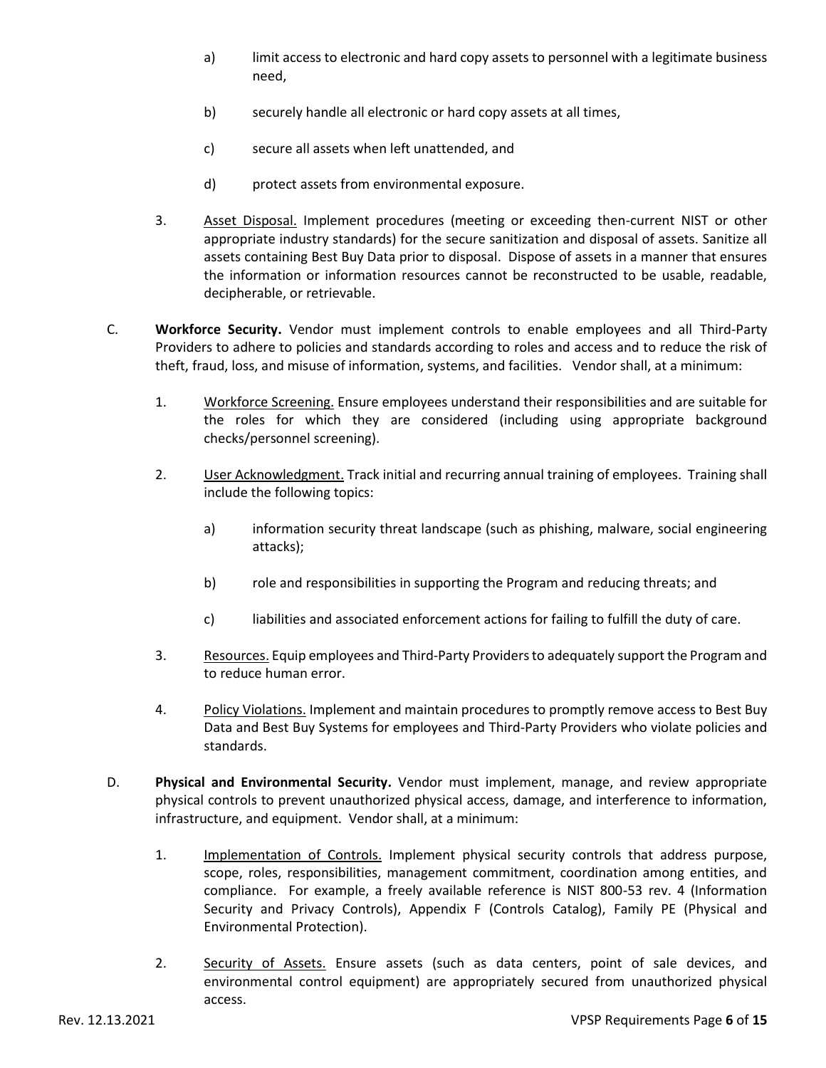a) limit access to electronic and hard copy assets to personnel with a legitimate business need,

b) securely handle all electronic or hard copy assets at all times,

c) secure all assets when left unattended, and

d) protect assets from environmental exposure.

3. Asset Disposal. Implement procedures (meeting or exceeding then-current NIST or other appropriate industry standards) for the secure sanitization and disposal of assets. Sanitize all assets containing Best Buy Data prior to disposal. Dispose of assets in a manner that ensures the information or information resources cannot be reconstructed to be usable, readable, decipherable, or retrievable.

C. **Workforce Security.** Vendor must implement controls to enable employees and all Third-Party Providers to adhere to policies and standards according to roles and access and to reduce the risk of theft, fraud, loss, and misuse of information, systems, and facilities. Vendor shall, at a minimum:

1. Workforce Screening. Ensure employees understand their responsibilities and are suitable for the roles for which they are considered (including using appropriate background checks/personnel screening).

2. User Acknowledgment. Track initial and recurring annual training of employees. Training shall include the following topics:

   a) information security threat landscape (such as phishing, malware, social engineering attacks);

   b) role and responsibilities in supporting the Program and reducing threats; and

   c) liabilities and associated enforcement actions for failing to fulfill the duty of care.

3. Resources. Equip employees and Third-Party Providers to adequately support the Program and to reduce human error.

4. Policy Violations. Implement and maintain procedures to promptly remove access to Best Buy Data and Best Buy Systems for employees and Third-Party Providers who violate policies and standards.

D. **Physical and Environmental Security.** Vendor must implement, manage, and review appropriate physical controls to prevent unauthorized physical access, damage, and interference to information, infrastructure, and equipment. Vendor shall, at a minimum:

1. Implementation of Controls. Implement physical security controls that address purpose, scope, roles, responsibilities, management commitment, coordination among entities, and compliance. For example, a freely available reference is NIST 800-53 rev. 4 (Information Security and Privacy Controls), Appendix F (Controls Catalog), Family PE (Physical and Environmental Protection).

2. Security of Assets. Ensure assets (such as data centers, point of sale devices, and environmental control equipment) are appropriately secured from unauthorized physical access.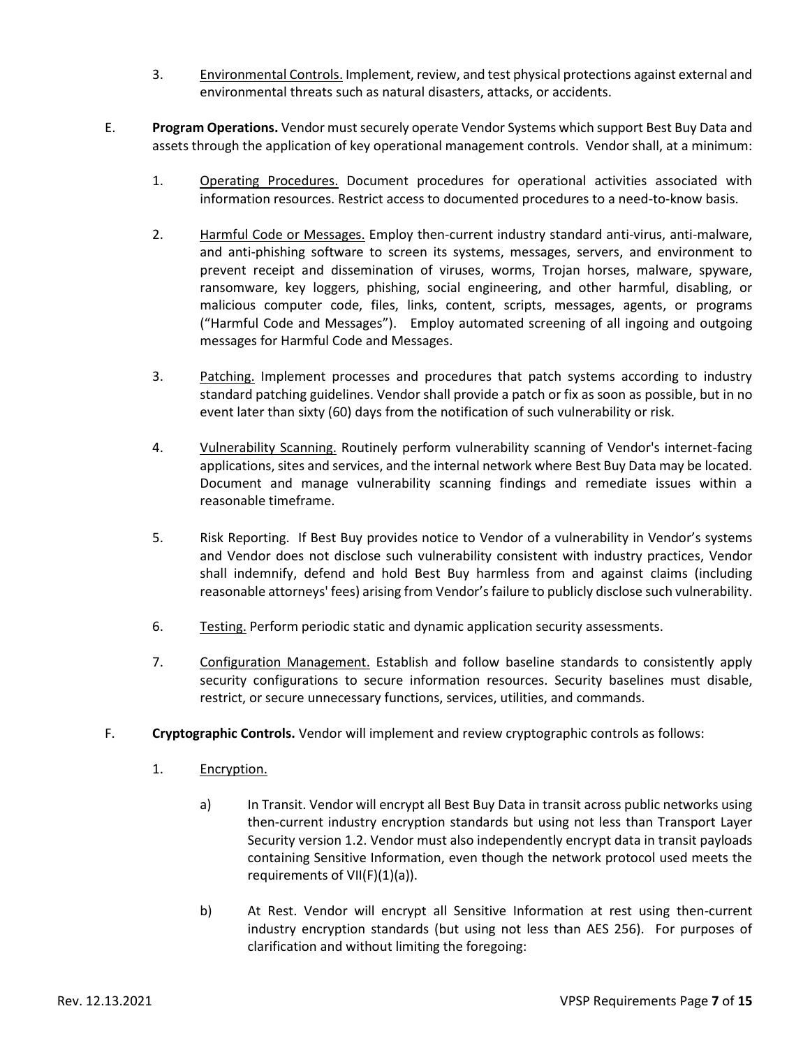3. Environmental Controls. Implement, review, and test physical protections against external and environmental threats such as natural disasters, attacks, or accidents.

E. **Program Operations.** Vendor must securely operate Vendor Systems which support Best Buy Data and assets through the application of key operational management controls. Vendor shall, at a minimum:

1. Operating Procedures. Document procedures for operational activities associated with information resources. Restrict access to documented procedures to a need-to-know basis.

2. Harmful Code or Messages. Employ then-current industry standard anti-virus, anti-malware, and anti-phishing software to screen its systems, messages, servers, and environment to prevent receipt and dissemination of viruses, worms, Trojan horses, malware, spyware, ransomware, key loggers, phishing, social engineering, and other harmful, disabling, or malicious computer code, files, links, content, scripts, messages, agents, or programs ("Harmful Code and Messages"). Employ automated screening of all ingoing and outgoing messages for Harmful Code and Messages.

3. Patching. Implement processes and procedures that patch systems according to industry standard patching guidelines. Vendor shall provide a patch or fix as soon as possible, but in no event later than sixty (60) days from the notification of such vulnerability or risk.

4. Vulnerability Scanning. Routinely perform vulnerability scanning of Vendor's internet-facing applications, sites and services, and the internal network where Best Buy Data may be located. Document and manage vulnerability scanning findings and remediate issues within a reasonable timeframe.

5. Risk Reporting. If Best Buy provides notice to Vendor of a vulnerability in Vendor's systems and Vendor does not disclose such vulnerability consistent with industry practices, Vendor shall indemnify, defend and hold Best Buy harmless from and against claims (including reasonable attorneys' fees) arising from Vendor's failure to publicly disclose such vulnerability.

6. Testing. Perform periodic static and dynamic application security assessments.

7. Configuration Management. Establish and follow baseline standards to consistently apply security configurations to secure information resources. Security baselines must disable, restrict, or secure unnecessary functions, services, utilities, and commands.

F. **Cryptographic Controls.** Vendor will implement and review cryptographic controls as follows:

1. Encryption.

   a) In Transit. Vendor will encrypt all Best Buy Data in transit across public networks using then-current industry encryption standards but using not less than Transport Layer Security version 1.2. Vendor must also independently encrypt data in transit payloads containing Sensitive Information, even though the network protocol used meets the requirements of VII(F)(1)(a)).

   b) At Rest. Vendor will encrypt all Sensitive Information at rest using then-current industry encryption standards (but using not less than AES 256). For purposes of clarification and without limiting the foregoing: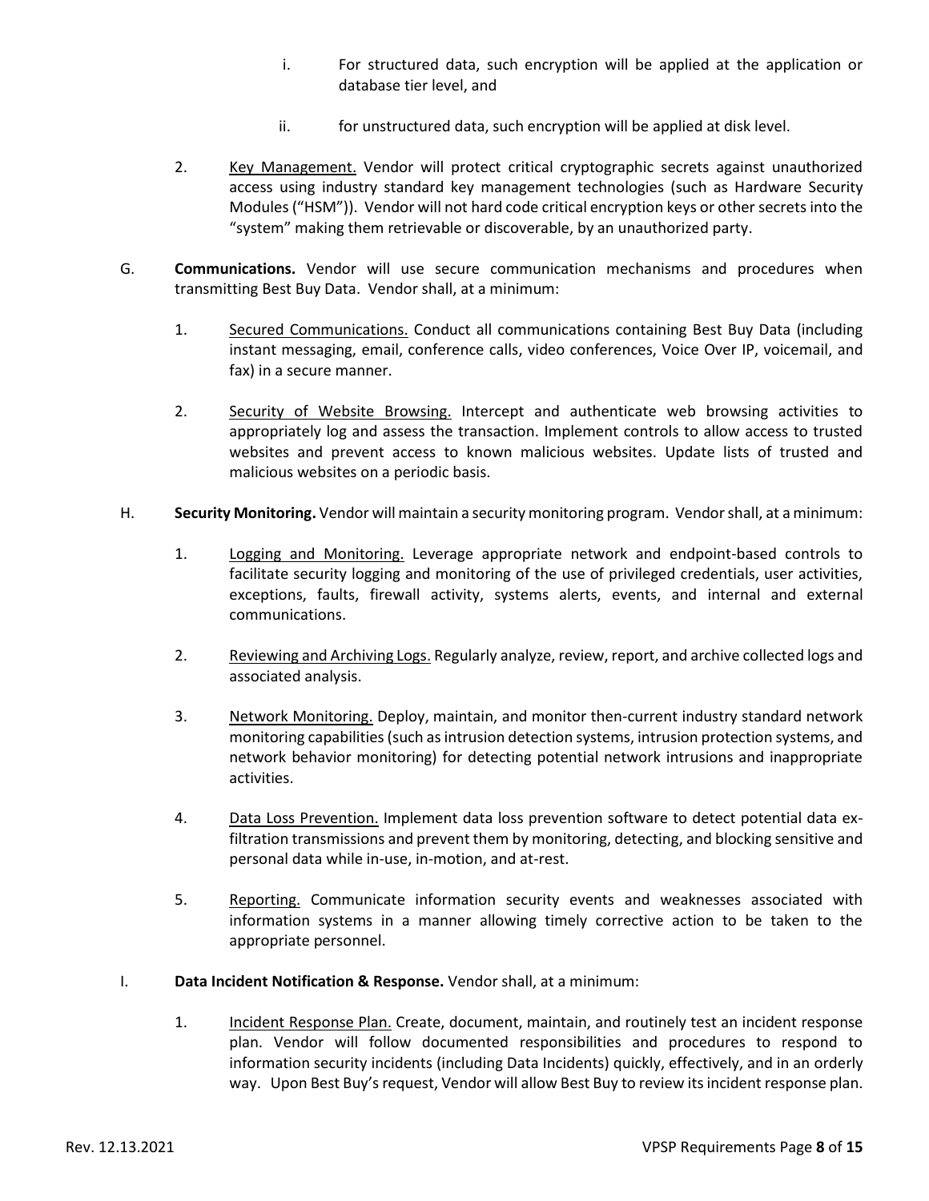i. For structured data, such encryption will be applied at the application or database tier level, and

ii. for unstructured data, such encryption will be applied at disk level.

2. Key Management. Vendor will protect critical cryptographic secrets against unauthorized access using industry standard key management technologies (such as Hardware Security Modules ("HSM")). Vendor will not hard code critical encryption keys or other secrets into the "system" making them retrievable or discoverable, by an unauthorized party.

G. **Communications.** Vendor will use secure communication mechanisms and procedures when transmitting Best Buy Data. Vendor shall, at a minimum:

1. Secured Communications. Conduct all communications containing Best Buy Data (including instant messaging, email, conference calls, video conferences, Voice Over IP, voicemail, and fax) in a secure manner.

2. Security of Website Browsing. Intercept and authenticate web browsing activities to appropriately log and assess the transaction. Implement controls to allow access to trusted websites and prevent access to known malicious websites. Update lists of trusted and malicious websites on a periodic basis.

H. **Security Monitoring.** Vendor will maintain a security monitoring program. Vendor shall, at a minimum:

1. Logging and Monitoring. Leverage appropriate network and endpoint-based controls to facilitate security logging and monitoring of the use of privileged credentials, user activities, exceptions, faults, firewall activity, systems alerts, events, and internal and external communications.

2. Reviewing and Archiving Logs. Regularly analyze, review, report, and archive collected logs and associated analysis.

3. Network Monitoring. Deploy, maintain, and monitor then-current industry standard network monitoring capabilities (such as intrusion detection systems, intrusion protection systems, and network behavior monitoring) for detecting potential network intrusions and inappropriate activities.

4. Data Loss Prevention. Implement data loss prevention software to detect potential data ex-filtration transmissions and prevent them by monitoring, detecting, and blocking sensitive and personal data while in-use, in-motion, and at-rest.

5. Reporting. Communicate information security events and weaknesses associated with information systems in a manner allowing timely corrective action to be taken to the appropriate personnel.

I. **Data Incident Notification & Response.** Vendor shall, at a minimum:

1. Incident Response Plan. Create, document, maintain, and routinely test an incident response plan. Vendor will follow documented responsibilities and procedures to respond to information security incidents (including Data Incidents) quickly, effectively, and in an orderly way. Upon Best Buy's request, Vendor will allow Best Buy to review its incident response plan.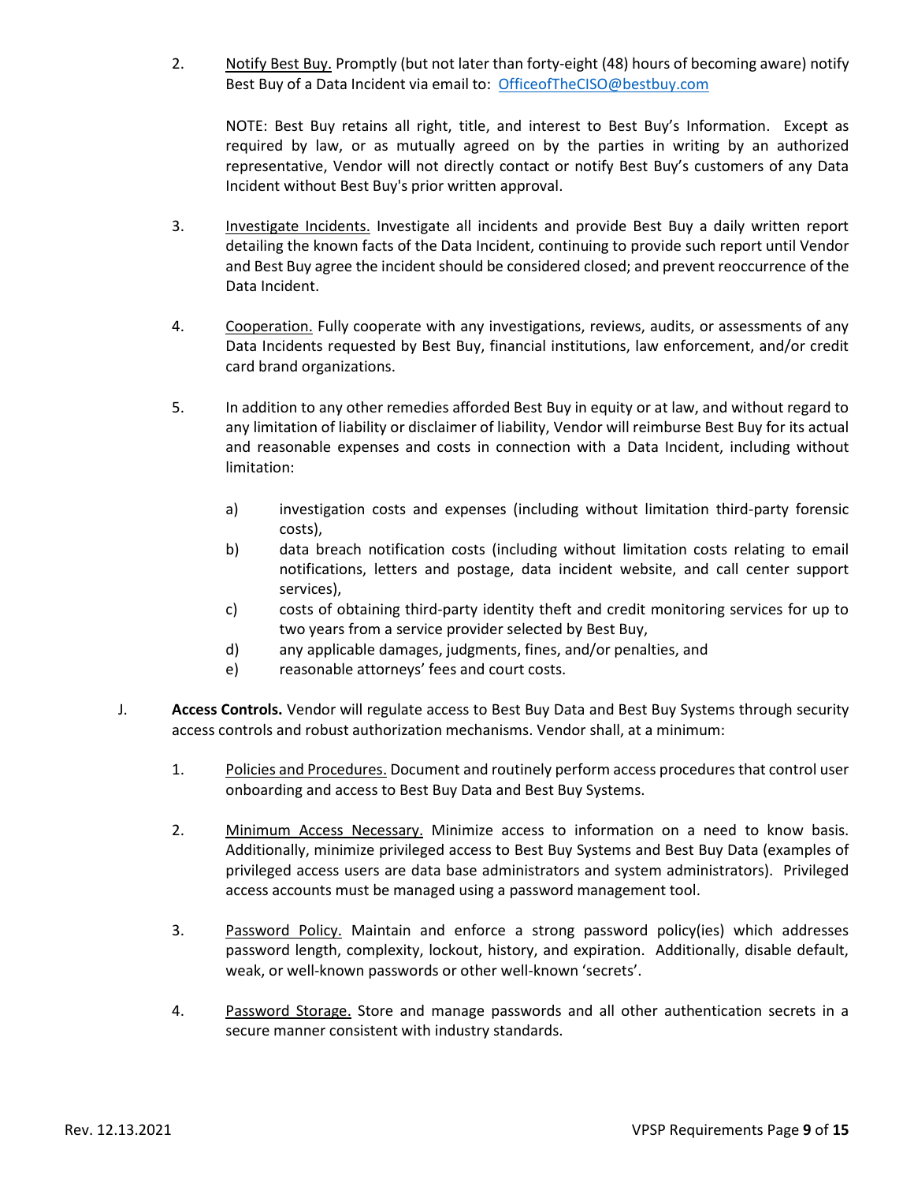2. Notify Best Buy. Promptly (but not later than forty-eight (48) hours of becoming aware) notify Best Buy of a Data Incident via email to: OfficeofTheCISO@bestbuy.com

   NOTE: Best Buy retains all right, title, and interest to Best Buy's Information. Except as required by law, or as mutually agreed on by the parties in writing by an authorized representative, Vendor will not directly contact or notify Best Buy's customers of any Data Incident without Best Buy's prior written approval.

3. Investigate Incidents. Investigate all incidents and provide Best Buy a daily written report detailing the known facts of the Data Incident, continuing to provide such report until Vendor and Best Buy agree the incident should be considered closed; and prevent reoccurrence of the Data Incident.

4. Cooperation. Fully cooperate with any investigations, reviews, audits, or assessments of any Data Incidents requested by Best Buy, financial institutions, law enforcement, and/or credit card brand organizations.

5. In addition to any other remedies afforded Best Buy in equity or at law, and without regard to any limitation of liability or disclaimer of liability, Vendor will reimburse Best Buy for its actual and reasonable expenses and costs in connection with a Data Incident, including without limitation:

   a) investigation costs and expenses (including without limitation third-party forensic costs),
   b) data breach notification costs (including without limitation costs relating to email notifications, letters and postage, data incident website, and call center support services),
   c) costs of obtaining third-party identity theft and credit monitoring services for up to two years from a service provider selected by Best Buy,
   d) any applicable damages, judgments, fines, and/or penalties, and
   e) reasonable attorneys' fees and court costs.

J. **Access Controls.** Vendor will regulate access to Best Buy Data and Best Buy Systems through security access controls and robust authorization mechanisms. Vendor shall, at a minimum:

1. Policies and Procedures. Document and routinely perform access procedures that control user onboarding and access to Best Buy Data and Best Buy Systems.

2. Minimum Access Necessary. Minimize access to information on a need to know basis. Additionally, minimize privileged access to Best Buy Systems and Best Buy Data (examples of privileged access users are data base administrators and system administrators). Privileged access accounts must be managed using a password management tool.

3. Password Policy. Maintain and enforce a strong password policy(ies) which addresses password length, complexity, lockout, history, and expiration. Additionally, disable default, weak, or well-known passwords or other well-known 'secrets'.

4. Password Storage. Store and manage passwords and all other authentication secrets in a secure manner consistent with industry standards.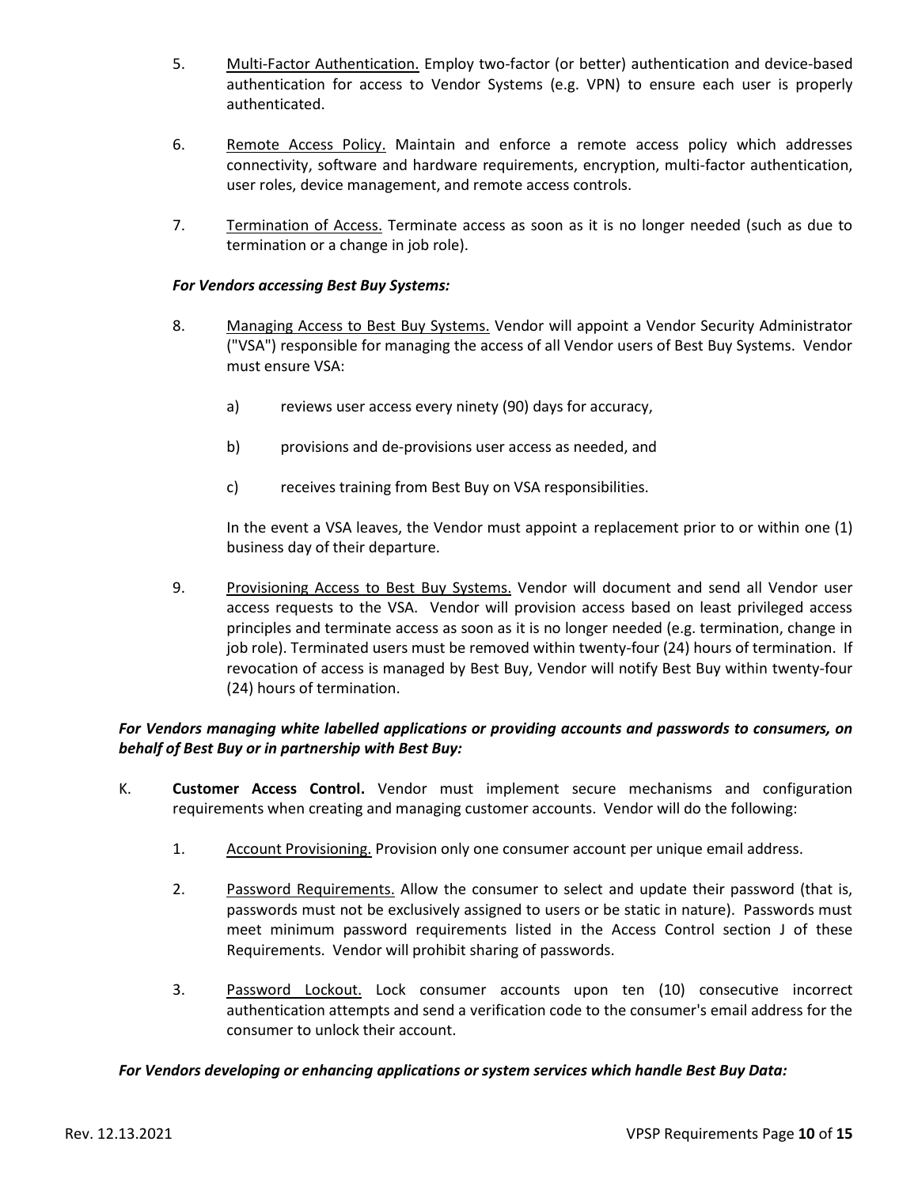5. <u>Multi-Factor Authentication.</u> Employ two-factor (or better) authentication and device-based authentication for access to Vendor Systems (e.g. VPN) to ensure each user is properly authenticated.

6. <u>Remote Access Policy.</u> Maintain and enforce a remote access policy which addresses connectivity, software and hardware requirements, encryption, multi-factor authentication, user roles, device management, and remote access controls.

7. <u>Termination of Access.</u> Terminate access as soon as it is no longer needed (such as due to termination or a change in job role).

***For Vendors accessing Best Buy Systems:***

8. <u>Managing Access to Best Buy Systems.</u> Vendor will appoint a Vendor Security Administrator ("VSA") responsible for managing the access of all Vendor users of Best Buy Systems. Vendor must ensure VSA:

   a) reviews user access every ninety (90) days for accuracy,

   b) provisions and de-provisions user access as needed, and

   c) receives training from Best Buy on VSA responsibilities.

   In the event a VSA leaves, the Vendor must appoint a replacement prior to or within one (1) business day of their departure.

9. <u>Provisioning Access to Best Buy Systems.</u> Vendor will document and send all Vendor user access requests to the VSA. Vendor will provision access based on least privileged access principles and terminate access as soon as it is no longer needed (e.g. termination, change in job role). Terminated users must be removed within twenty-four (24) hours of termination. If revocation of access is managed by Best Buy, Vendor will notify Best Buy within twenty-four (24) hours of termination.

***For Vendors managing white labelled applications or providing accounts and passwords to consumers, on behalf of Best Buy or in partnership with Best Buy:***

K. **Customer Access Control.** Vendor must implement secure mechanisms and configuration requirements when creating and managing customer accounts. Vendor will do the following:

   1. <u>Account Provisioning.</u> Provision only one consumer account per unique email address.

   2. <u>Password Requirements.</u> Allow the consumer to select and update their password (that is, passwords must not be exclusively assigned to users or be static in nature). Passwords must meet minimum password requirements listed in the Access Control section J of these Requirements. Vendor will prohibit sharing of passwords.

   3. <u>Password Lockout.</u> Lock consumer accounts upon ten (10) consecutive incorrect authentication attempts and send a verification code to the consumer's email address for the consumer to unlock their account.

***For Vendors developing or enhancing applications or system services which handle Best Buy Data:***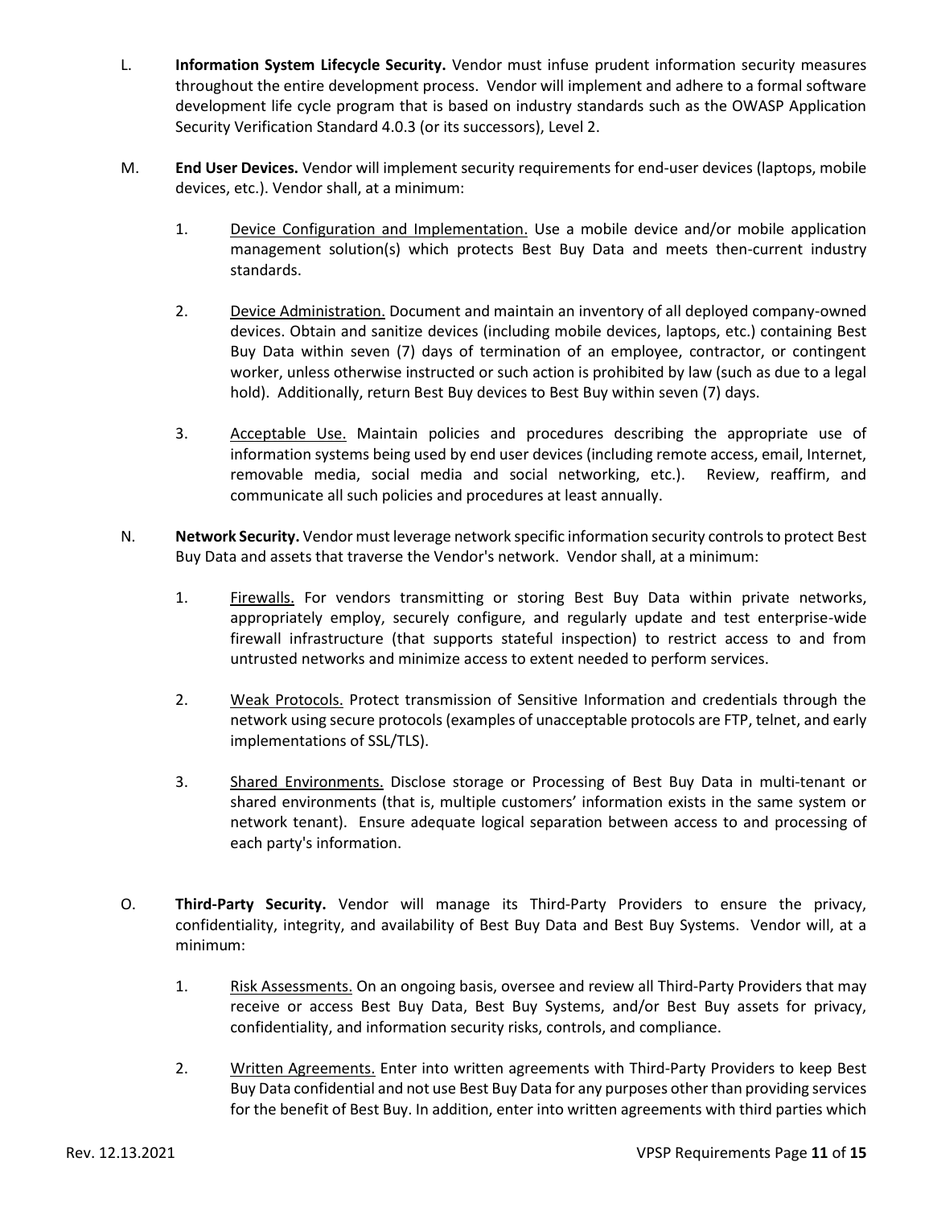L. **Information System Lifecycle Security.** Vendor must infuse prudent information security measures throughout the entire development process. Vendor will implement and adhere to a formal software development life cycle program that is based on industry standards such as the OWASP Application Security Verification Standard 4.0.3 (or its successors), Level 2.

M. **End User Devices.** Vendor will implement security requirements for end-user devices (laptops, mobile devices, etc.). Vendor shall, at a minimum:

1. Device Configuration and Implementation. Use a mobile device and/or mobile application management solution(s) which protects Best Buy Data and meets then-current industry standards.

2. Device Administration. Document and maintain an inventory of all deployed company-owned devices. Obtain and sanitize devices (including mobile devices, laptops, etc.) containing Best Buy Data within seven (7) days of termination of an employee, contractor, or contingent worker, unless otherwise instructed or such action is prohibited by law (such as due to a legal hold). Additionally, return Best Buy devices to Best Buy within seven (7) days.

3. Acceptable Use. Maintain policies and procedures describing the appropriate use of information systems being used by end user devices (including remote access, email, Internet, removable media, social media and social networking, etc.). Review, reaffirm, and communicate all such policies and procedures at least annually.

N. **Network Security.** Vendor must leverage network specific information security controls to protect Best Buy Data and assets that traverse the Vendor's network. Vendor shall, at a minimum:

1. Firewalls. For vendors transmitting or storing Best Buy Data within private networks, appropriately employ, securely configure, and regularly update and test enterprise-wide firewall infrastructure (that supports stateful inspection) to restrict access to and from untrusted networks and minimize access to extent needed to perform services.

2. Weak Protocols. Protect transmission of Sensitive Information and credentials through the network using secure protocols (examples of unacceptable protocols are FTP, telnet, and early implementations of SSL/TLS).

3. Shared Environments. Disclose storage or Processing of Best Buy Data in multi-tenant or shared environments (that is, multiple customers' information exists in the same system or network tenant). Ensure adequate logical separation between access to and processing of each party's information.

O. **Third-Party Security.** Vendor will manage its Third-Party Providers to ensure the privacy, confidentiality, integrity, and availability of Best Buy Data and Best Buy Systems. Vendor will, at a minimum:

1. Risk Assessments. On an ongoing basis, oversee and review all Third-Party Providers that may receive or access Best Buy Data, Best Buy Systems, and/or Best Buy assets for privacy, confidentiality, and information security risks, controls, and compliance.

2. Written Agreements. Enter into written agreements with Third-Party Providers to keep Best Buy Data confidential and not use Best Buy Data for any purposes other than providing services for the benefit of Best Buy. In addition, enter into written agreements with third parties which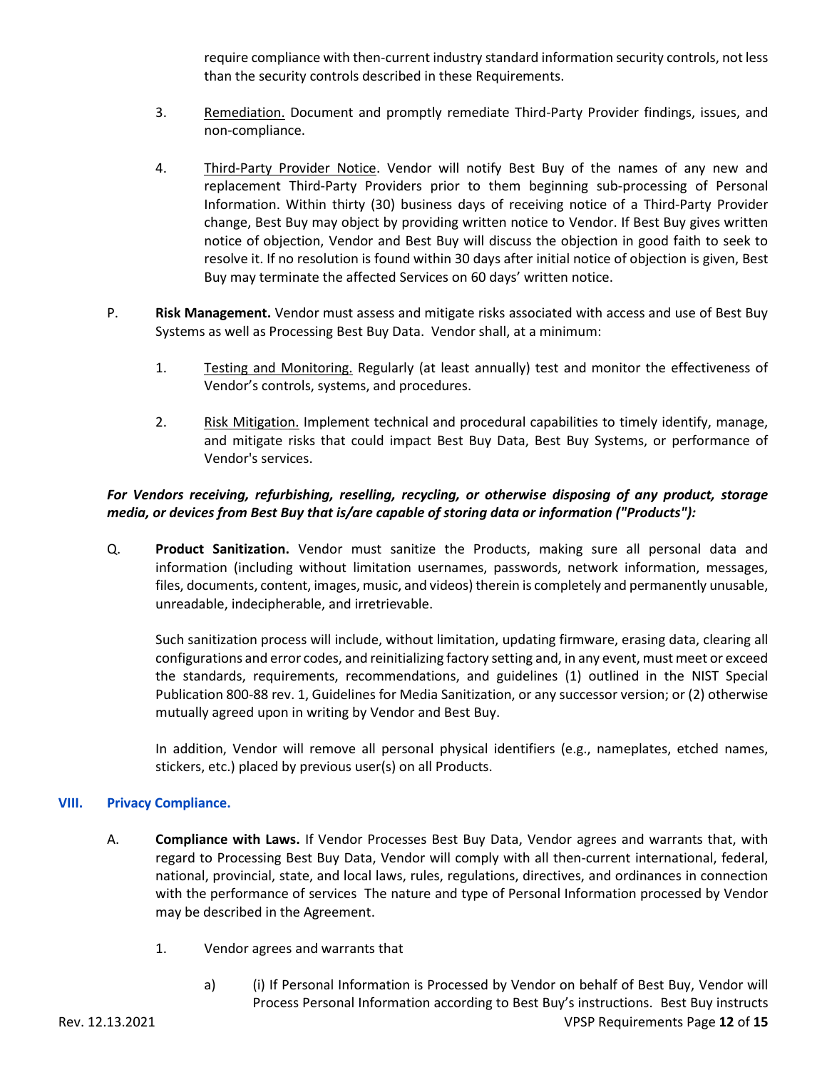require compliance with then-current industry standard information security controls, not less than the security controls described in these Requirements.

3. Remediation. Document and promptly remediate Third-Party Provider findings, issues, and non-compliance.

4. Third-Party Provider Notice. Vendor will notify Best Buy of the names of any new and replacement Third-Party Providers prior to them beginning sub-processing of Personal Information. Within thirty (30) business days of receiving notice of a Third-Party Provider change, Best Buy may object by providing written notice to Vendor. If Best Buy gives written notice of objection, Vendor and Best Buy will discuss the objection in good faith to seek to resolve it. If no resolution is found within 30 days after initial notice of objection is given, Best Buy may terminate the affected Services on 60 days' written notice.

P. **Risk Management.** Vendor must assess and mitigate risks associated with access and use of Best Buy Systems as well as Processing Best Buy Data. Vendor shall, at a minimum:

1. Testing and Monitoring. Regularly (at least annually) test and monitor the effectiveness of Vendor's controls, systems, and procedures.

2. Risk Mitigation. Implement technical and procedural capabilities to timely identify, manage, and mitigate risks that could impact Best Buy Data, Best Buy Systems, or performance of Vendor's services.

***For Vendors receiving, refurbishing, reselling, recycling, or otherwise disposing of any product, storage media, or devices from Best Buy that is/are capable of storing data or information ("Products"):***

Q. **Product Sanitization.** Vendor must sanitize the Products, making sure all personal data and information (including without limitation usernames, passwords, network information, messages, files, documents, content, images, music, and videos) therein is completely and permanently unusable, unreadable, indecipherable, and irretrievable.

Such sanitization process will include, without limitation, updating firmware, erasing data, clearing all configurations and error codes, and reinitializing factory setting and, in any event, must meet or exceed the standards, requirements, recommendations, and guidelines (1) outlined in the NIST Special Publication 800-88 rev. 1, Guidelines for Media Sanitization, or any successor version; or (2) otherwise mutually agreed upon in writing by Vendor and Best Buy.

In addition, Vendor will remove all personal physical identifiers (e.g., nameplates, etched names, stickers, etc.) placed by previous user(s) on all Products.

## VIII. Privacy Compliance.

A. **Compliance with Laws.** If Vendor Processes Best Buy Data, Vendor agrees and warrants that, with regard to Processing Best Buy Data, Vendor will comply with all then-current international, federal, national, provincial, state, and local laws, rules, regulations, directives, and ordinances in connection with the performance of services The nature and type of Personal Information processed by Vendor may be described in the Agreement.

1. Vendor agrees and warrants that

a) (i) If Personal Information is Processed by Vendor on behalf of Best Buy, Vendor will Process Personal Information according to Best Buy's instructions. Best Buy instructs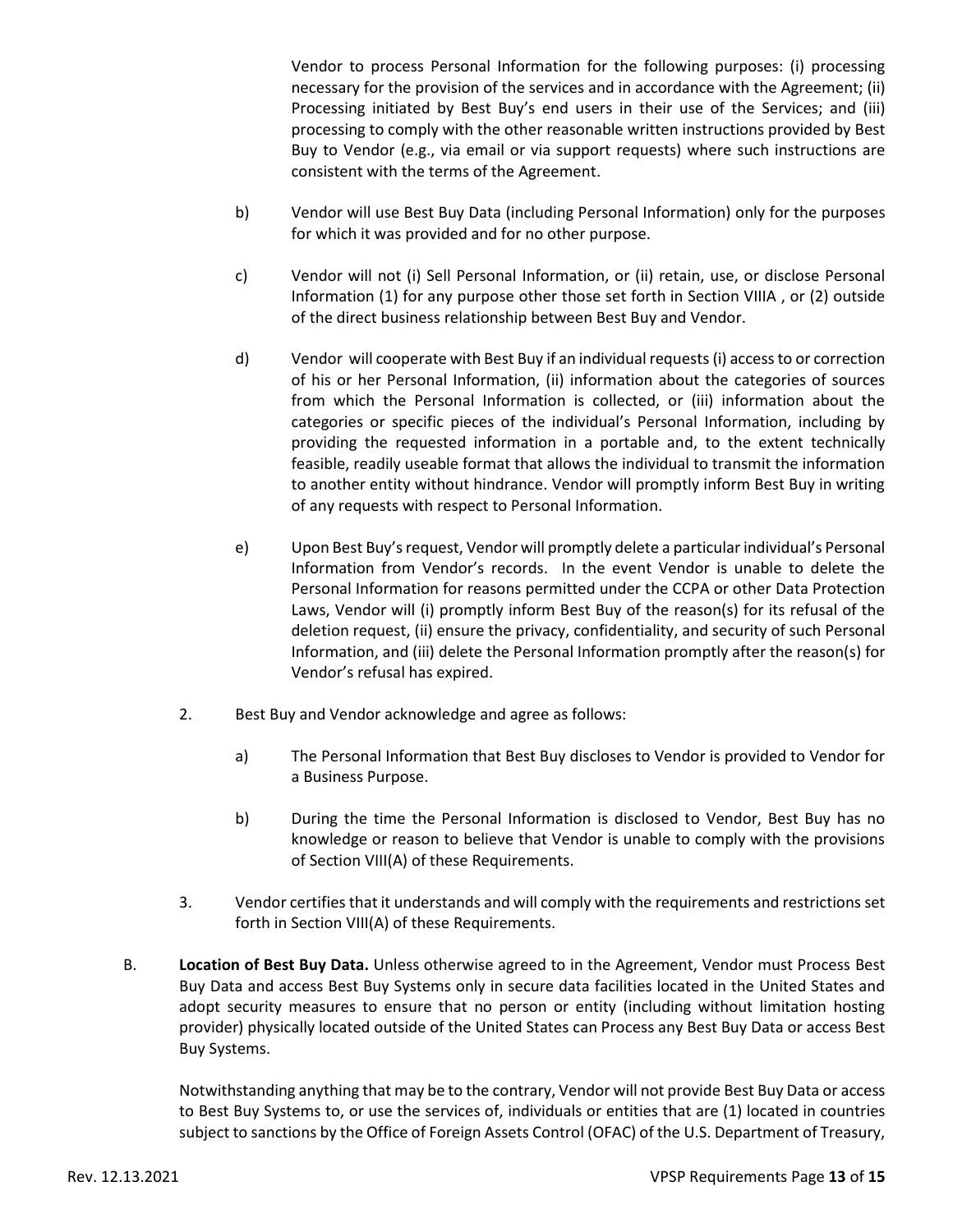Vendor to process Personal Information for the following purposes: (i) processing necessary for the provision of the services and in accordance with the Agreement; (ii) Processing initiated by Best Buy's end users in their use of the Services; and (iii) processing to comply with the other reasonable written instructions provided by Best Buy to Vendor (e.g., via email or via support requests) where such instructions are consistent with the terms of the Agreement.

b) Vendor will use Best Buy Data (including Personal Information) only for the purposes for which it was provided and for no other purpose.

c) Vendor will not (i) Sell Personal Information, or (ii) retain, use, or disclose Personal Information (1) for any purpose other those set forth in Section VIIIA , or (2) outside of the direct business relationship between Best Buy and Vendor.

d) Vendor will cooperate with Best Buy if an individual requests (i) access to or correction of his or her Personal Information, (ii) information about the categories of sources from which the Personal Information is collected, or (iii) information about the categories or specific pieces of the individual's Personal Information, including by providing the requested information in a portable and, to the extent technically feasible, readily useable format that allows the individual to transmit the information to another entity without hindrance. Vendor will promptly inform Best Buy in writing of any requests with respect to Personal Information.

e) Upon Best Buy's request, Vendor will promptly delete a particular individual's Personal Information from Vendor's records. In the event Vendor is unable to delete the Personal Information for reasons permitted under the CCPA or other Data Protection Laws, Vendor will (i) promptly inform Best Buy of the reason(s) for its refusal of the deletion request, (ii) ensure the privacy, confidentiality, and security of such Personal Information, and (iii) delete the Personal Information promptly after the reason(s) for Vendor's refusal has expired.

2. Best Buy and Vendor acknowledge and agree as follows:

a) The Personal Information that Best Buy discloses to Vendor is provided to Vendor for a Business Purpose.

b) During the time the Personal Information is disclosed to Vendor, Best Buy has no knowledge or reason to believe that Vendor is unable to comply with the provisions of Section VIII(A) of these Requirements.

3. Vendor certifies that it understands and will comply with the requirements and restrictions set forth in Section VIII(A) of these Requirements.

B. **Location of Best Buy Data.** Unless otherwise agreed to in the Agreement, Vendor must Process Best Buy Data and access Best Buy Systems only in secure data facilities located in the United States and adopt security measures to ensure that no person or entity (including without limitation hosting provider) physically located outside of the United States can Process any Best Buy Data or access Best Buy Systems.

Notwithstanding anything that may be to the contrary, Vendor will not provide Best Buy Data or access to Best Buy Systems to, or use the services of, individuals or entities that are (1) located in countries subject to sanctions by the Office of Foreign Assets Control (OFAC) of the U.S. Department of Treasury,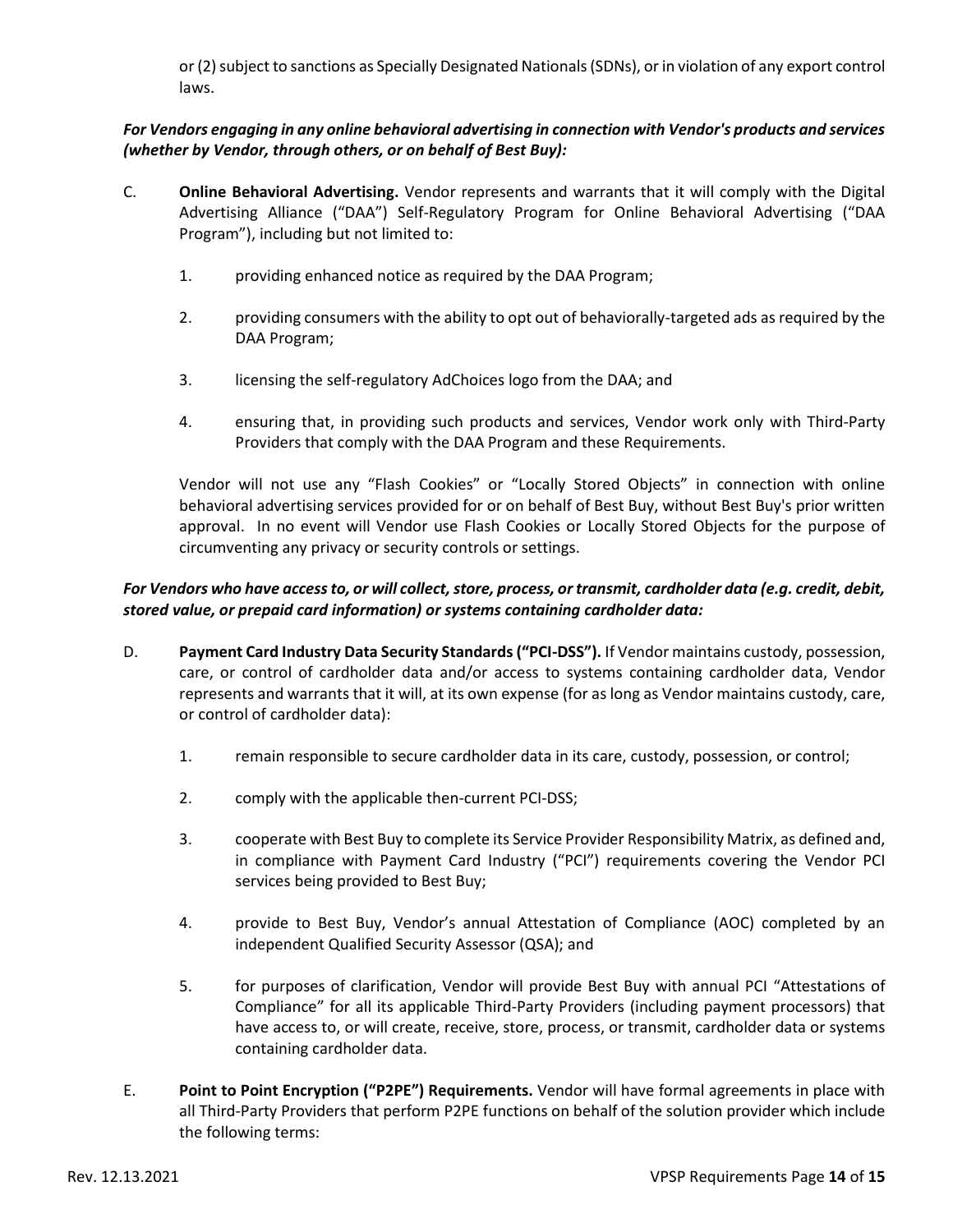or (2) subject to sanctions as Specially Designated Nationals (SDNs), or in violation of any export control laws.

***For Vendors engaging in any online behavioral advertising in connection with Vendor's products and services (whether by Vendor, through others, or on behalf of Best Buy):***

C. **Online Behavioral Advertising.** Vendor represents and warrants that it will comply with the Digital Advertising Alliance ("DAA") Self-Regulatory Program for Online Behavioral Advertising ("DAA Program"), including but not limited to:

1. providing enhanced notice as required by the DAA Program;

2. providing consumers with the ability to opt out of behaviorally-targeted ads as required by the DAA Program;

3. licensing the self-regulatory AdChoices logo from the DAA; and

4. ensuring that, in providing such products and services, Vendor work only with Third-Party Providers that comply with the DAA Program and these Requirements.

Vendor will not use any "Flash Cookies" or "Locally Stored Objects" in connection with online behavioral advertising services provided for or on behalf of Best Buy, without Best Buy's prior written approval. In no event will Vendor use Flash Cookies or Locally Stored Objects for the purpose of circumventing any privacy or security controls or settings.

***For Vendors who have access to, or will collect, store, process, or transmit, cardholder data (e.g. credit, debit, stored value, or prepaid card information) or systems containing cardholder data:***

D. **Payment Card Industry Data Security Standards ("PCI-DSS").** If Vendor maintains custody, possession, care, or control of cardholder data and/or access to systems containing cardholder data, Vendor represents and warrants that it will, at its own expense (for as long as Vendor maintains custody, care, or control of cardholder data):

1. remain responsible to secure cardholder data in its care, custody, possession, or control;

2. comply with the applicable then-current PCI-DSS;

3. cooperate with Best Buy to complete its Service Provider Responsibility Matrix, as defined and, in compliance with Payment Card Industry ("PCI") requirements covering the Vendor PCI services being provided to Best Buy;

4. provide to Best Buy, Vendor's annual Attestation of Compliance (AOC) completed by an independent Qualified Security Assessor (QSA); and

5. for purposes of clarification, Vendor will provide Best Buy with annual PCI "Attestations of Compliance" for all its applicable Third-Party Providers (including payment processors) that have access to, or will create, receive, store, process, or transmit, cardholder data or systems containing cardholder data.

E. **Point to Point Encryption ("P2PE") Requirements.** Vendor will have formal agreements in place with all Third-Party Providers that perform P2PE functions on behalf of the solution provider which include the following terms: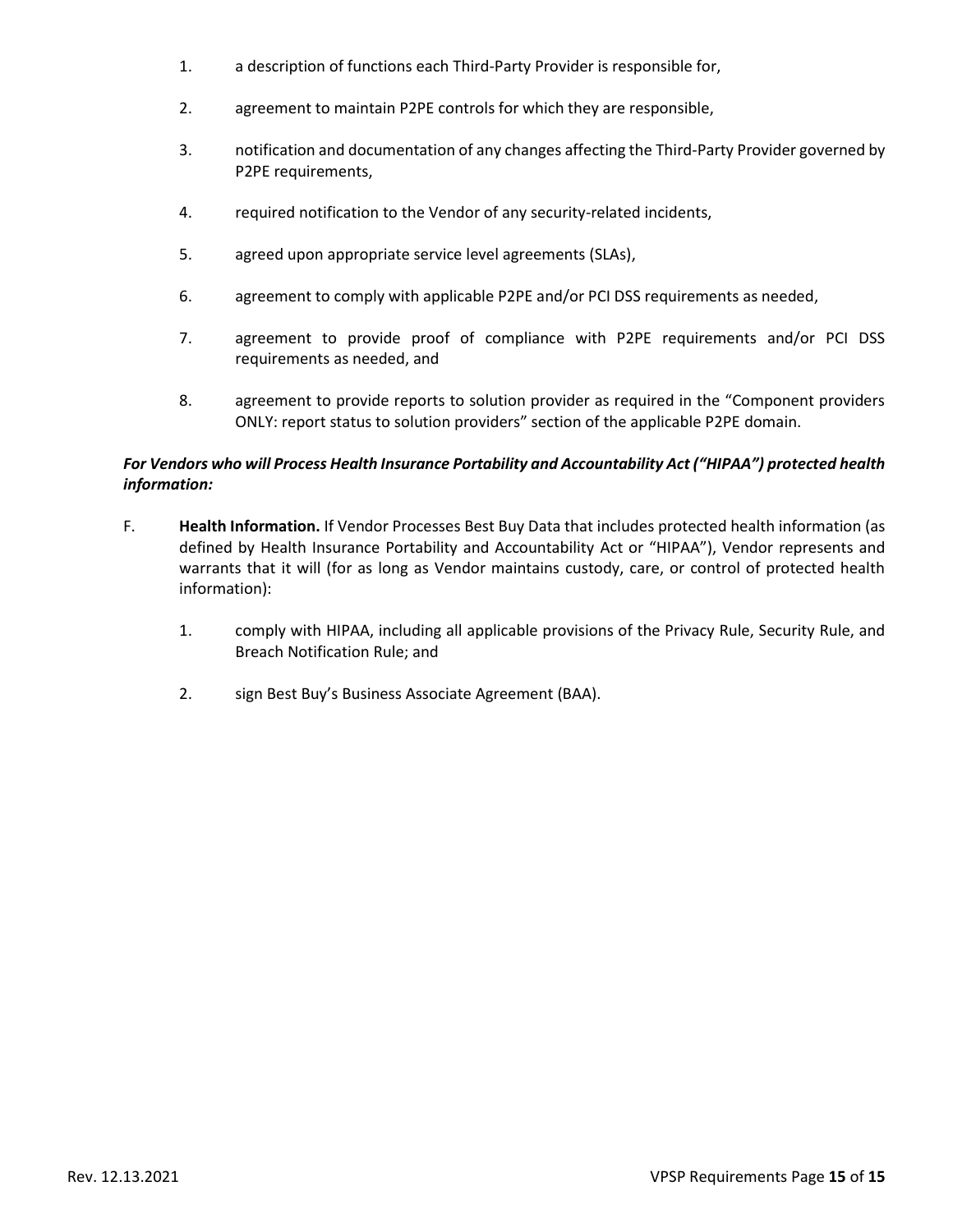1. a description of functions each Third-Party Provider is responsible for,

2. agreement to maintain P2PE controls for which they are responsible,

3. notification and documentation of any changes affecting the Third-Party Provider governed by P2PE requirements,

4. required notification to the Vendor of any security-related incidents,

5. agreed upon appropriate service level agreements (SLAs),

6. agreement to comply with applicable P2PE and/or PCI DSS requirements as needed,

7. agreement to provide proof of compliance with P2PE requirements and/or PCI DSS requirements as needed, and

8. agreement to provide reports to solution provider as required in the "Component providers ONLY: report status to solution providers" section of the applicable P2PE domain.

***For Vendors who will Process Health Insurance Portability and Accountability Act ("HIPAA") protected health information:***

F. **Health Information.** If Vendor Processes Best Buy Data that includes protected health information (as defined by Health Insurance Portability and Accountability Act or "HIPAA"), Vendor represents and warrants that it will (for as long as Vendor maintains custody, care, or control of protected health information):

   1. comply with HIPAA, including all applicable provisions of the Privacy Rule, Security Rule, and Breach Notification Rule; and

   2. sign Best Buy's Business Associate Agreement (BAA).